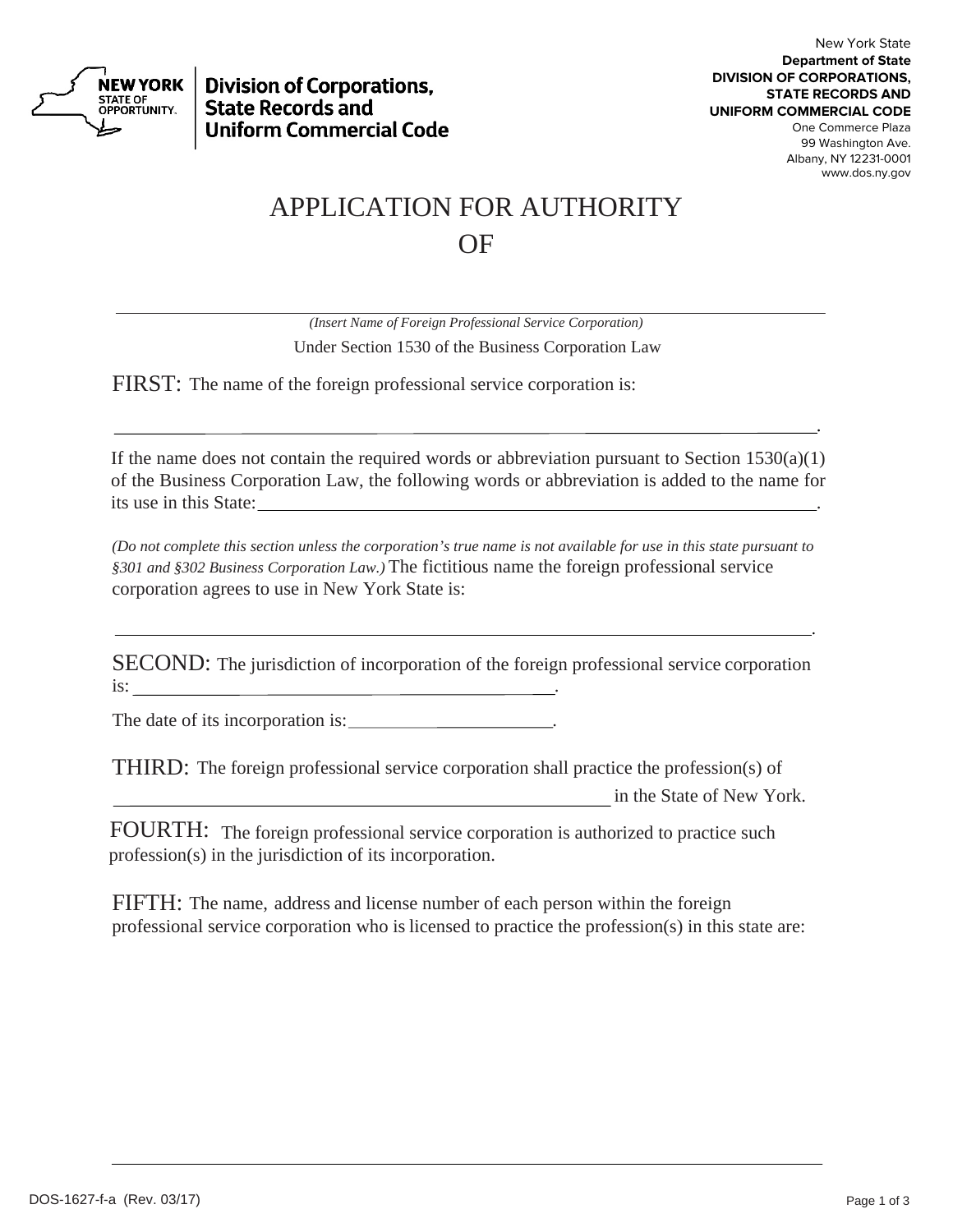New York State
**Department of State**
**DIVISION OF CORPORATIONS, STATE RECORDS AND UNIFORM COMMERCIAL CODE**
One Commerce Plaza
99 Washington Ave.
Albany, NY 12231-0001
www.dos.ny.gov

**NEW YORK STATE OF OPPORTUNITY.** | **Division of Corporations, State Records and Uniform Commercial Code**

# APPLICATION FOR AUTHORITY OF

______________________________________________________________________

*(Insert Name of Foreign Professional Service Corporation)*

Under Section 1530 of the Business Corporation Law

**FIRST:** The name of the foreign professional service corporation is:

______________________________________________________________________.

If the name does not contain the required words or abbreviation pursuant to Section 1530(a)(1) of the Business Corporation Law, the following words or abbreviation is added to the name for its use in this State: ____________________________________________.

*(Do not complete this section unless the corporation's true name is not available for use in this state pursuant to §301 and §302 Business Corporation Law.)* The fictitious name the foreign professional service corporation agrees to use in New York State is:

______________________________________________________________________.

**SECOND:** The jurisdiction of incorporation of the foreign professional service corporation is: ______________________________.

The date of its incorporation is: ____________________.

**THIRD:** The foreign professional service corporation shall practice the profession(s) of ____________________________________________ in the State of New York.

**FOURTH:** The foreign professional service corporation is authorized to practice such profession(s) in the jurisdiction of its incorporation.

**FIFTH:** The name, address and license number of each person within the foreign professional service corporation who is licensed to practice the profession(s) in this state are:

______________________________________________________________________

DOS-1627-f-a (Rev. 03/17)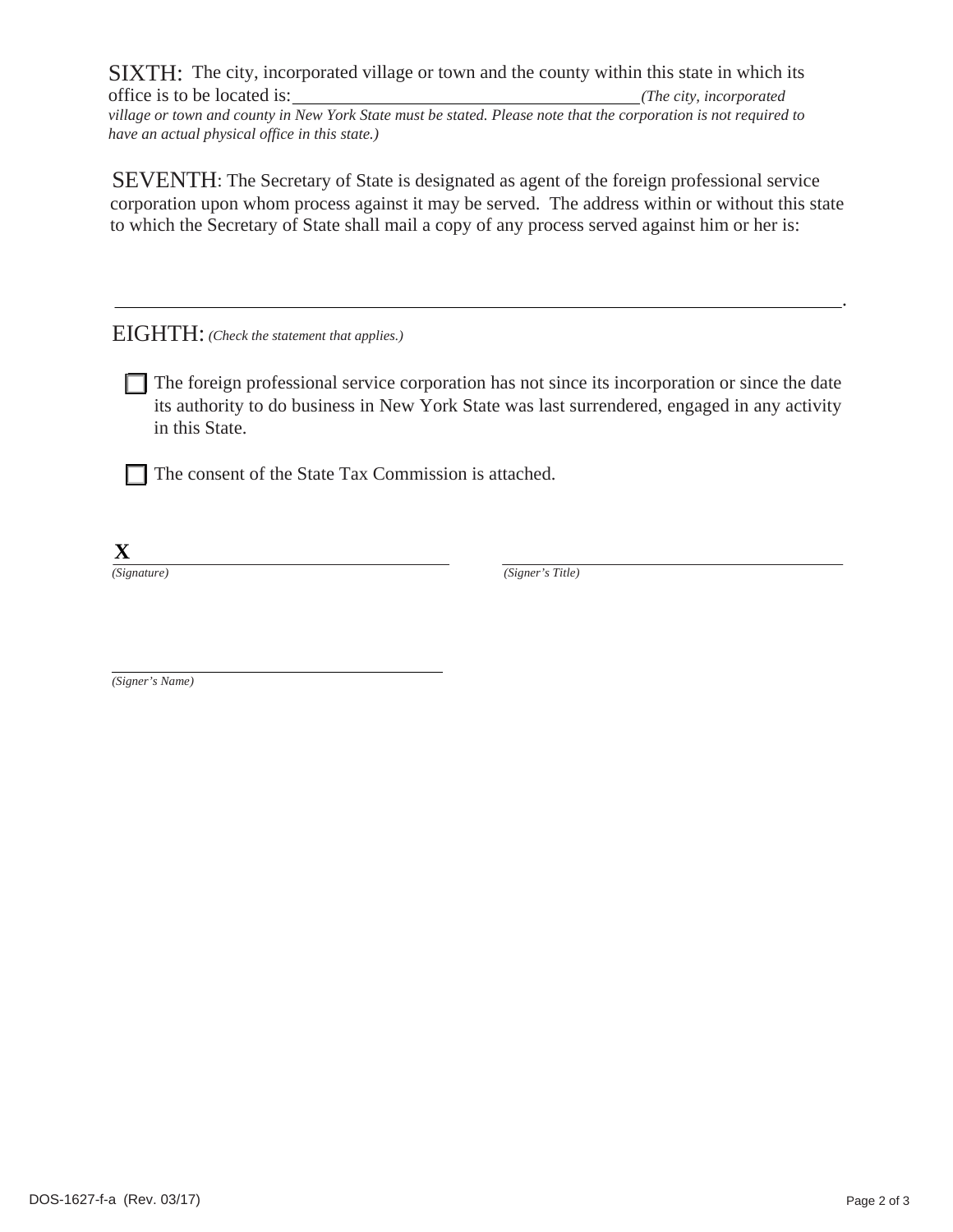SIXTH: The city, incorporated village or town and the county within this state in which its office is to be located is: ______________________________ *(The city, incorporated village or town and county in New York State must be stated. Please note that the corporation is not required to have an actual physical office in this state.)*

SEVENTH: The Secretary of State is designated as agent of the foreign professional service corporation upon whom process against it may be served. The address within or without this state to which the Secretary of State shall mail a copy of any process served against him or her is:

______________________________________________________________________.

EIGHTH: *(Check the statement that applies.)*

☐ The foreign professional service corporation has not since its incorporation or since the date its authority to do business in New York State was last surrendered, engaged in any activity in this State.

☐ The consent of the State Tax Commission is attached.

**X** ______________________________ ______________________________
*(Signature)* *(Signer's Title)*

______________________________
*(Signer's Name)*

DOS-1627-f-a (Rev. 03/17)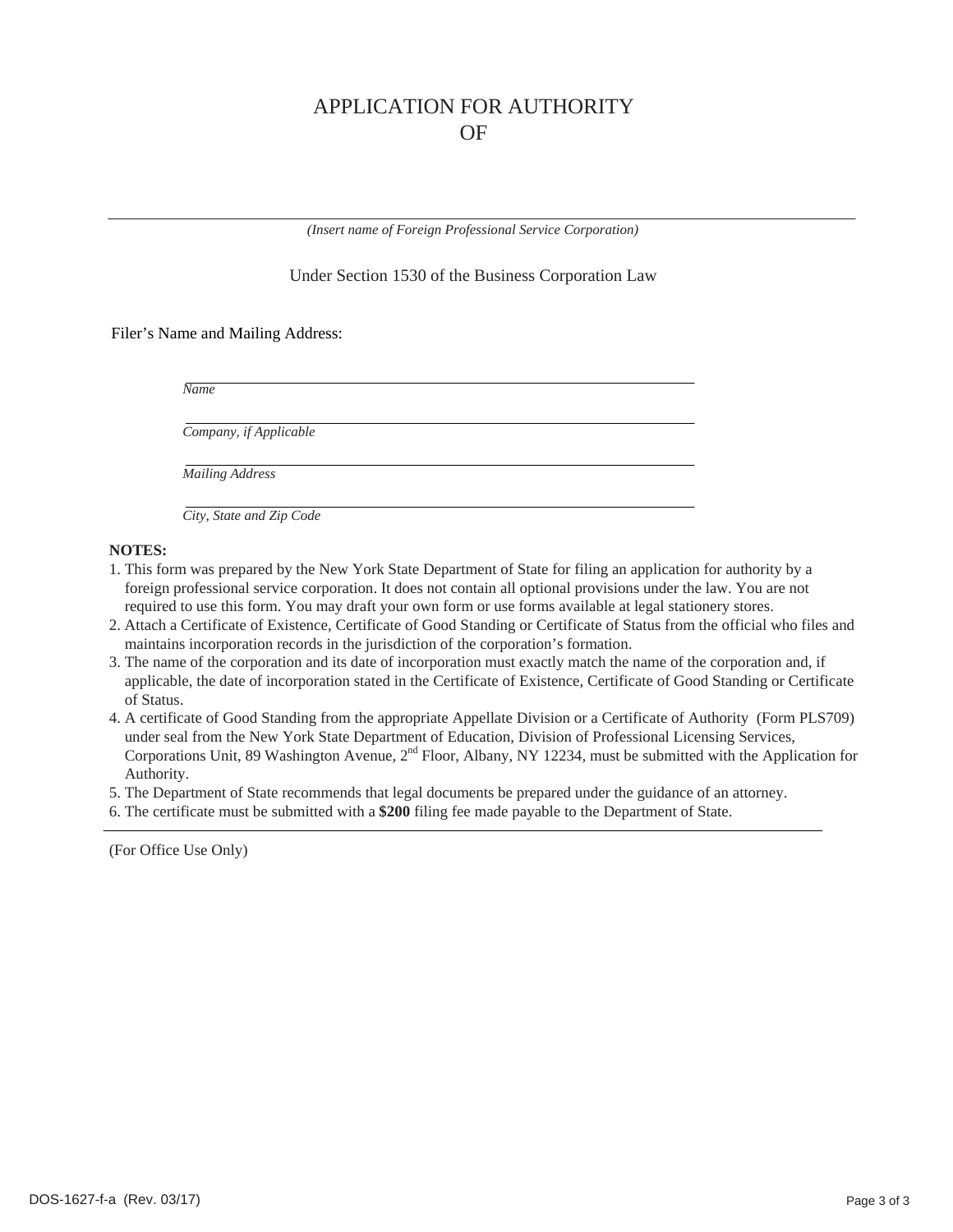# APPLICATION FOR AUTHORITY
# OF

\_\_\_\_\_\_\_\_\_\_\_\_\_\_\_\_\_\_\_\_\_\_\_\_\_\_\_\_\_\_\_\_\_\_\_\_\_\_\_\_\_\_\_\_\_\_\_\_\_\_\_\_\_\_\_\_\_\_\_\_

*(Insert name of Foreign Professional Service Corporation)*

Under Section 1530 of the Business Corporation Law

Filer's Name and Mailing Address:

\_\_\_\_\_\_\_\_\_\_\_\_\_\_\_\_\_\_\_\_\_\_\_\_\_\_\_\_\_\_\_\_\_\_\_\_\_\_\_\_\_\_\_\_

*Name*

\_\_\_\_\_\_\_\_\_\_\_\_\_\_\_\_\_\_\_\_\_\_\_\_\_\_\_\_\_\_\_\_\_\_\_\_\_\_\_\_\_\_\_\_

*Company, if Applicable*

\_\_\_\_\_\_\_\_\_\_\_\_\_\_\_\_\_\_\_\_\_\_\_\_\_\_\_\_\_\_\_\_\_\_\_\_\_\_\_\_\_\_\_\_

*Mailing Address*

\_\_\_\_\_\_\_\_\_\_\_\_\_\_\_\_\_\_\_\_\_\_\_\_\_\_\_\_\_\_\_\_\_\_\_\_\_\_\_\_\_\_\_\_

*City, State and Zip Code*

**NOTES:**

1. This form was prepared by the New York State Department of State for filing an application for authority by a foreign professional service corporation. It does not contain all optional provisions under the law. You are not required to use this form. You may draft your own form or use forms available at legal stationery stores.
2. Attach a Certificate of Existence, Certificate of Good Standing or Certificate of Status from the official who files and maintains incorporation records in the jurisdiction of the corporation's formation.
3. The name of the corporation and its date of incorporation must exactly match the name of the corporation and, if applicable, the date of incorporation stated in the Certificate of Existence, Certificate of Good Standing or Certificate of Status.
4. A certificate of Good Standing from the appropriate Appellate Division or a Certificate of Authority (Form PLS709) under seal from the New York State Department of Education, Division of Professional Licensing Services, Corporations Unit, 89 Washington Avenue, 2nd Floor, Albany, NY 12234, must be submitted with the Application for Authority.
5. The Department of State recommends that legal documents be prepared under the guidance of an attorney.
6. The certificate must be submitted with a **$200** filing fee made payable to the Department of State.

---

(For Office Use Only)